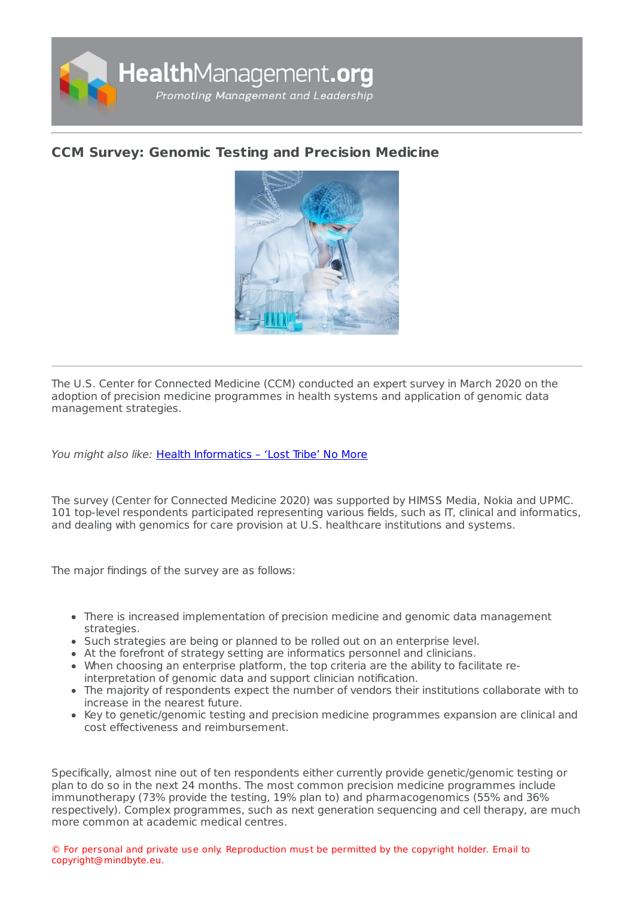# CCM Survey: Genomic Testing and Precision Medicine

The U.S. Center for Connected Medicine (CCM) conducted an expert survey in March 2020 on the adoption of precision medicine programmes in health systems and application of genomic data management strategies.

*You might also like:* [Health Informatics – 'Lost Tribe' No More]

The survey (Center for Connected Medicine 2020) was supported by HIMSS Media, Nokia and UPMC. 101 top-level respondents participated representing various fields, such as IT, clinical and informatics, and dealing with genomics for care provision at U.S. healthcare institutions and systems.

The major findings of the survey are as follows:

- There is increased implementation of precision medicine and genomic data management strategies.
- Such strategies are being or planned to be rolled out on an enterprise level.
- At the forefront of strategy setting are informatics personnel and clinicians.
- When choosing an enterprise platform, the top criteria are the ability to facilitate re-interpretation of genomic data and support clinician notification.
- The majority of respondents expect the number of vendors their institutions collaborate with to increase in the nearest future.
- Key to genetic/genomic testing and precision medicine programmes expansion are clinical and cost effectiveness and reimbursement.

Specifically, almost nine out of ten respondents either currently provide genetic/genomic testing or plan to do so in the next 24 months. The most common precision medicine programmes include immunotherapy (73% provide the testing, 19% plan to) and pharmacogenomics (55% and 36% respectively). Complex programmes, such as next generation sequencing and cell therapy, are much more common at academic medical centres.

© For personal and private use only. Reproduction must be permitted by the copyright holder. Email to copyright@mindbyte.eu.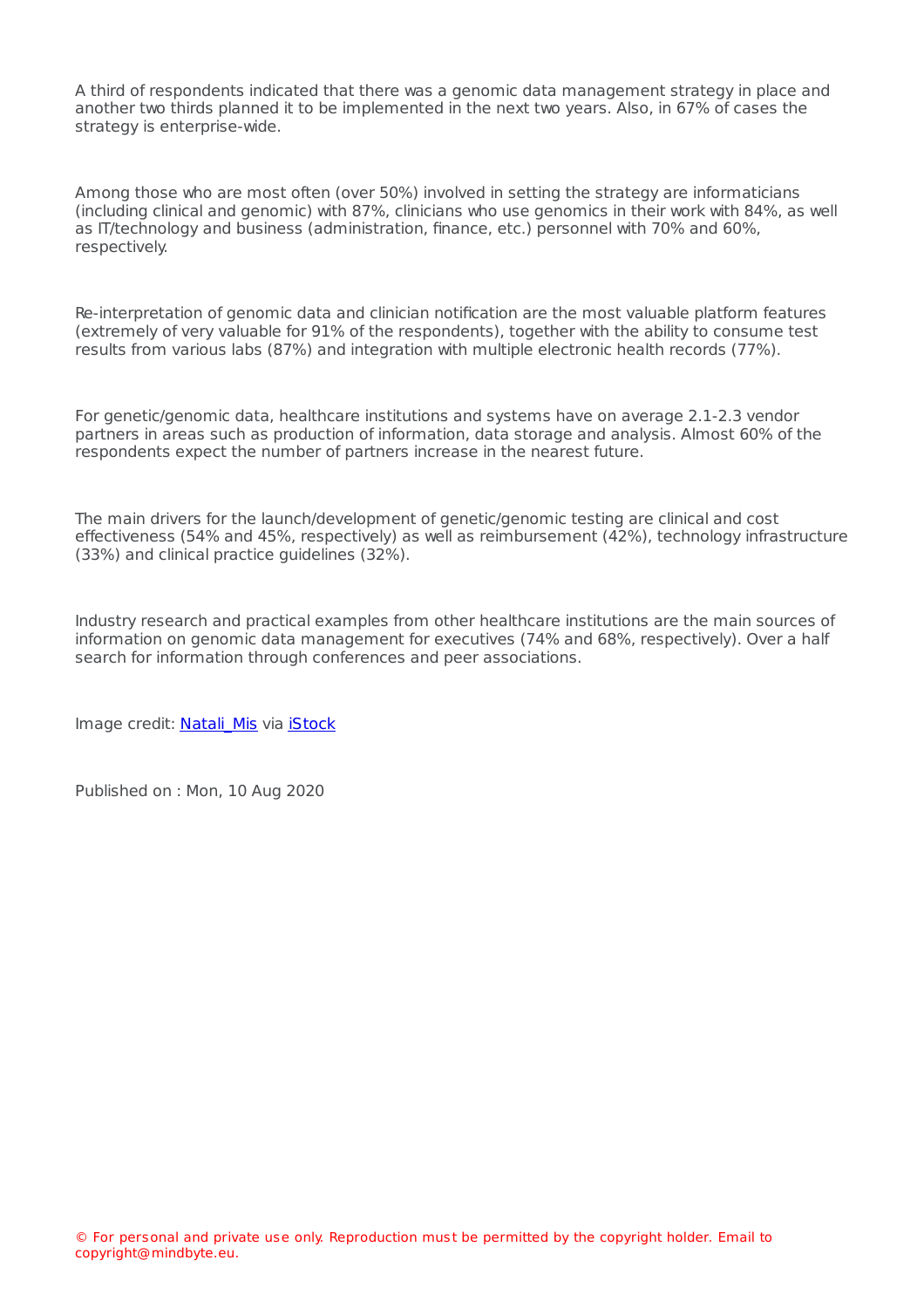A third of respondents indicated that there was a genomic data management strategy in place and another two thirds planned it to be implemented in the next two years. Also, in 67% of cases the strategy is enterprise-wide.

Among those who are most often (over 50%) involved in setting the strategy are informaticians (including clinical and genomic) with 87%, clinicians who use genomics in their work with 84%, as well as IT/technology and business (administration, finance, etc.) personnel with 70% and 60%, respectively.

Re-interpretation of genomic data and clinician notification are the most valuable platform features (extremely of very valuable for 91% of the respondents), together with the ability to consume test results from various labs (87%) and integration with multiple electronic health records (77%).

For genetic/genomic data, healthcare institutions and systems have on average 2.1-2.3 vendor partners in areas such as production of information, data storage and analysis. Almost 60% of the respondents expect the number of partners increase in the nearest future.

The main drivers for the launch/development of genetic/genomic testing are clinical and cost effectiveness (54% and 45%, respectively) as well as reimbursement (42%), technology infrastructure (33%) and clinical practice guidelines (32%).

Industry research and practical examples from other healthcare institutions are the main sources of information on genomic data management for executives (74% and 68%, respectively). Over a half search for information through conferences and peer associations.

Image credit: Natali_Mis via iStock

Published on : Mon, 10 Aug 2020

© For personal and private use only. Reproduction must be permitted by the copyright holder. Email to copyright@mindbyte.eu.